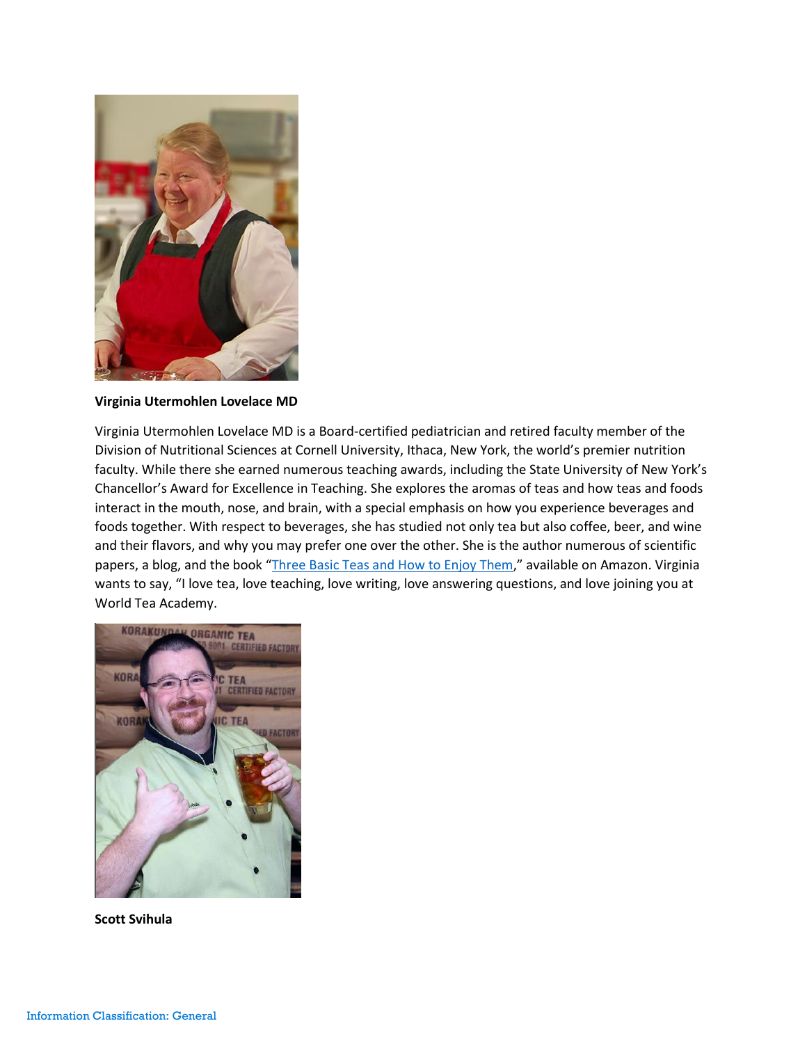**Virginia Utermohlen Lovelace MD**

Virginia Utermohlen Lovelace MD is a Board-certified pediatrician and retired faculty member of the Division of Nutritional Sciences at Cornell University, Ithaca, New York, the world's premier nutrition faculty. While there she earned numerous teaching awards, including the State University of New York's Chancellor's Award for Excellence in Teaching. She explores the aromas of teas and how teas and foods interact in the mouth, nose, and brain, with a special emphasis on how you experience beverages and foods together. With respect to beverages, she has studied not only tea but also coffee, beer, and wine and their flavors, and why you may prefer one over the other. She is the author numerous of scientific papers, a blog, and the book "Three Basic Teas and How to Enjoy Them," available on Amazon. Virginia wants to say, "I love tea, love teaching, love writing, love answering questions, and love joining you at World Tea Academy.

**Scott Svihula**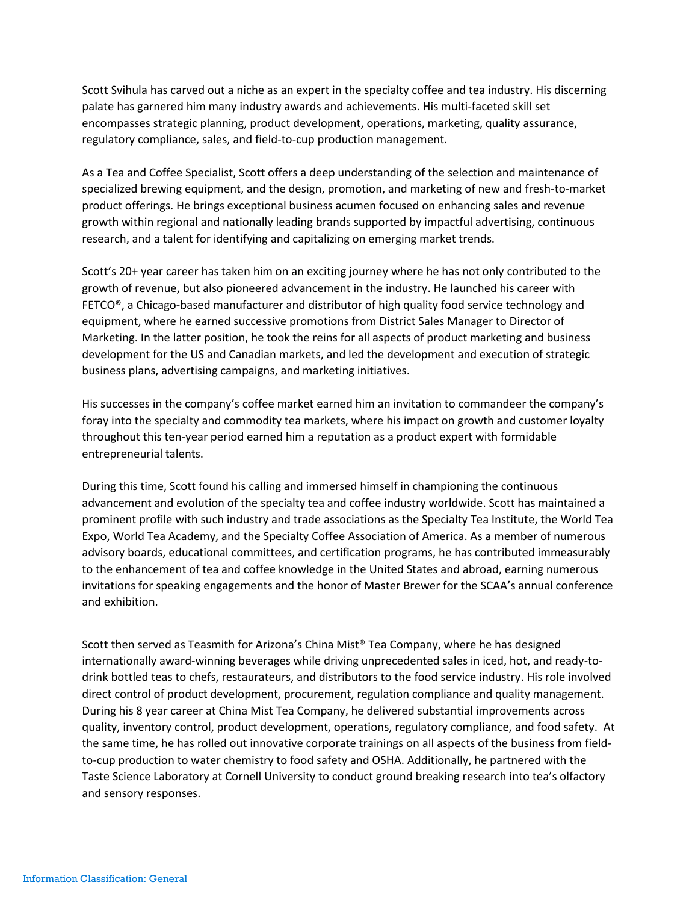Scott Svihula has carved out a niche as an expert in the specialty coffee and tea industry. His discerning palate has garnered him many industry awards and achievements. His multi-faceted skill set encompasses strategic planning, product development, operations, marketing, quality assurance, regulatory compliance, sales, and field-to-cup production management.

As a Tea and Coffee Specialist, Scott offers a deep understanding of the selection and maintenance of specialized brewing equipment, and the design, promotion, and marketing of new and fresh-to-market product offerings. He brings exceptional business acumen focused on enhancing sales and revenue growth within regional and nationally leading brands supported by impactful advertising, continuous research, and a talent for identifying and capitalizing on emerging market trends.

Scott's 20+ year career has taken him on an exciting journey where he has not only contributed to the growth of revenue, but also pioneered advancement in the industry. He launched his career with FETCO®, a Chicago-based manufacturer and distributor of high quality food service technology and equipment, where he earned successive promotions from District Sales Manager to Director of Marketing. In the latter position, he took the reins for all aspects of product marketing and business development for the US and Canadian markets, and led the development and execution of strategic business plans, advertising campaigns, and marketing initiatives.

His successes in the company's coffee market earned him an invitation to commandeer the company's foray into the specialty and commodity tea markets, where his impact on growth and customer loyalty throughout this ten-year period earned him a reputation as a product expert with formidable entrepreneurial talents.

During this time, Scott found his calling and immersed himself in championing the continuous advancement and evolution of the specialty tea and coffee industry worldwide. Scott has maintained a prominent profile with such industry and trade associations as the Specialty Tea Institute, the World Tea Expo, World Tea Academy, and the Specialty Coffee Association of America. As a member of numerous advisory boards, educational committees, and certification programs, he has contributed immeasurably to the enhancement of tea and coffee knowledge in the United States and abroad, earning numerous invitations for speaking engagements and the honor of Master Brewer for the SCAA's annual conference and exhibition.

Scott then served as Teasmith for Arizona's China Mist® Tea Company, where he has designed internationally award-winning beverages while driving unprecedented sales in iced, hot, and ready-to-drink bottled teas to chefs, restaurateurs, and distributors to the food service industry. His role involved direct control of product development, procurement, regulation compliance and quality management. During his 8 year career at China Mist Tea Company, he delivered substantial improvements across quality, inventory control, product development, operations, regulatory compliance, and food safety. At the same time, he has rolled out innovative corporate trainings on all aspects of the business from field-to-cup production to water chemistry to food safety and OSHA. Additionally, he partnered with the Taste Science Laboratory at Cornell University to conduct ground breaking research into tea's olfactory and sensory responses.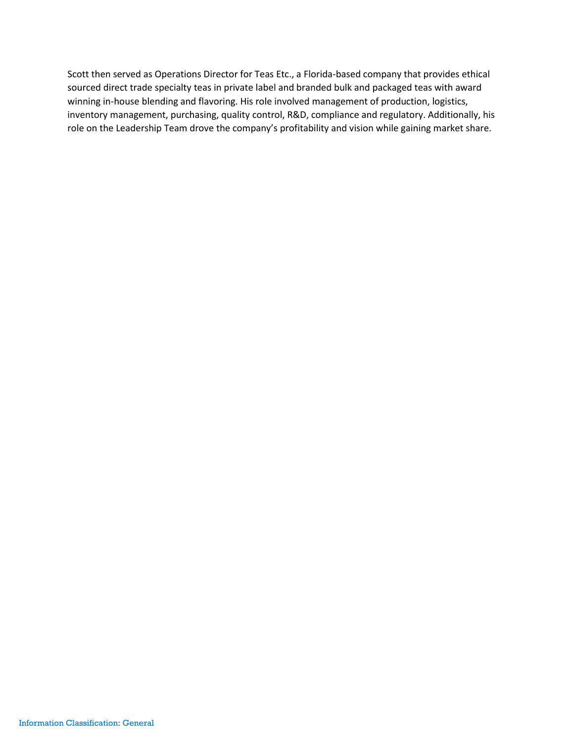Scott then served as Operations Director for Teas Etc., a Florida-based company that provides ethical sourced direct trade specialty teas in private label and branded bulk and packaged teas with award winning in-house blending and flavoring. His role involved management of production, logistics, inventory management, purchasing, quality control, R&D, compliance and regulatory. Additionally, his role on the Leadership Team drove the company's profitability and vision while gaining market share.